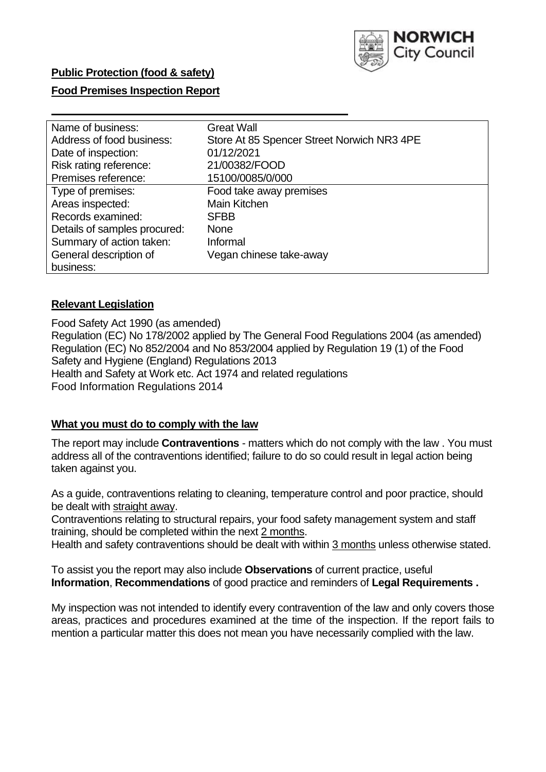**Public Protection (food & safety)**

**Food Premises Inspection Report**

| | |
|---|---|
| Name of business: | Great Wall |
| Address of food business: | Store At 85 Spencer Street Norwich NR3 4PE |
| Date of inspection: | 01/12/2021 |
| Risk rating reference: | 21/00382/FOOD |
| Premises reference: | 15100/0085/0/000 |
| Type of premises: | Food take away premises |
| Areas inspected: | Main Kitchen |
| Records examined: | SFBB |
| Details of samples procured: | None |
| Summary of action taken: | Informal |
| General description of business: | Vegan chinese take-away |

## **Relevant Legislation**

Food Safety Act 1990 (as amended)
Regulation (EC) No 178/2002 applied by The General Food Regulations 2004 (as amended)
Regulation (EC) No 852/2004 and No 853/2004 applied by Regulation 19 (1) of the Food Safety and Hygiene (England) Regulations 2013
Health and Safety at Work etc. Act 1974 and related regulations
Food Information Regulations 2014

## **What you must do to comply with the law**

The report may include **Contraventions** - matters which do not comply with the law . You must address all of the contraventions identified; failure to do so could result in legal action being taken against you.

As a guide, contraventions relating to cleaning, temperature control and poor practice, should be dealt with straight away.

Contraventions relating to structural repairs, your food safety management system and staff training, should be completed within the next 2 months.

Health and safety contraventions should be dealt with within 3 months unless otherwise stated.

To assist you the report may also include **Observations** of current practice, useful **Information**, **Recommendations** of good practice and reminders of **Legal Requirements .**

My inspection was not intended to identify every contravention of the law and only covers those areas, practices and procedures examined at the time of the inspection. If the report fails to mention a particular matter this does not mean you have necessarily complied with the law.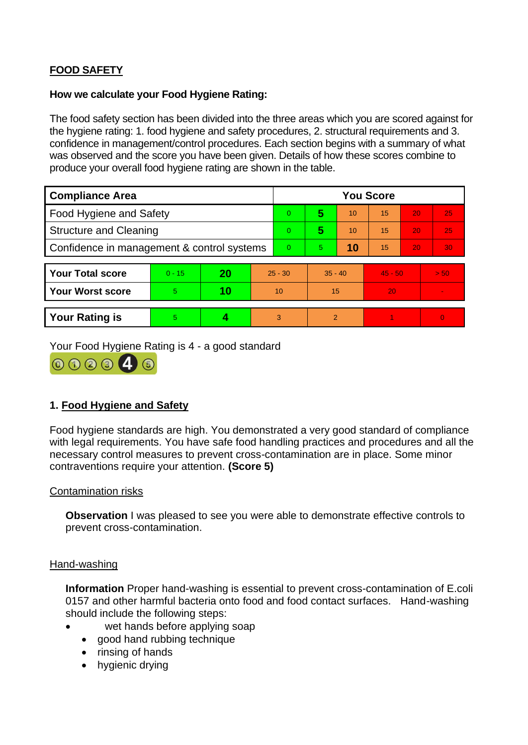## FOOD SAFETY

**How we calculate your Food Hygiene Rating:**

The food safety section has been divided into the three areas which you are scored against for the hygiene rating: 1. food hygiene and safety procedures, 2. structural requirements and 3. confidence in management/control procedures. Each section begins with a summary of what was observed and the score you have been given. Details of how these scores combine to produce your overall food hygiene rating are shown in the table.

| Compliance Area | You Score | | | | | |
|---|---|---|---|---|---|---|
| Food Hygiene and Safety | 0 | **5** | 10 | 15 | 20 | 25 |
| Structure and Cleaning | 0 | **5** | 10 | 15 | 20 | 25 |
| Confidence in management & control systems | 0 | 5 | **10** | 15 | 20 | 30 |

| | | | | | | |
|---|---|---|---|---|---|---|
| **Your Total score** | 0 - 15 | **20** | 25 - 30 | 35 - 40 | 45 - 50 | > 50 |
| **Your Worst score** | 5 | **10** | 10 | 15 | 20 | - |

| | | | | | | |
|---|---|---|---|---|---|---|
| **Your Rating is** | 5 | **4** | 3 | 2 | 1 | 0 |

Your Food Hygiene Rating is 4 - a good standard

### 1. Food Hygiene and Safety

Food hygiene standards are high. You demonstrated a very good standard of compliance with legal requirements. You have safe food handling practices and procedures and all the necessary control measures to prevent cross-contamination are in place. Some minor contraventions require your attention. **(Score 5)**

Contamination risks

**Observation** I was pleased to see you were able to demonstrate effective controls to prevent cross-contamination.

Hand-washing

**Information** Proper hand-washing is essential to prevent cross-contamination of E.coli 0157 and other harmful bacteria onto food and food contact surfaces. Hand-washing should include the following steps:

- wet hands before applying soap
- good hand rubbing technique
- rinsing of hands
- hygienic drying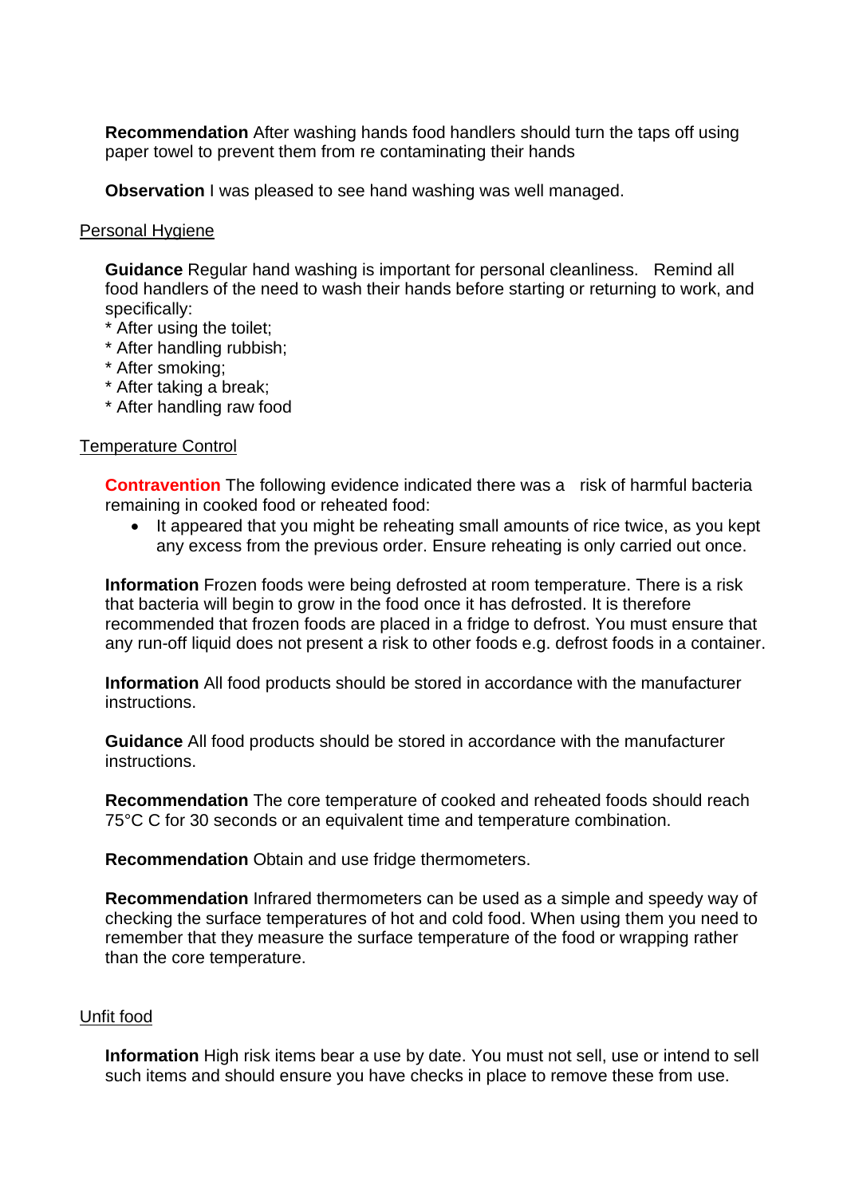**Recommendation** After washing hands food handlers should turn the taps off using paper towel to prevent them from re contaminating their hands

**Observation** I was pleased to see hand washing was well managed.

Personal Hygiene

**Guidance** Regular hand washing is important for personal cleanliness. Remind all food handlers of the need to wash their hands before starting or returning to work, and specifically:
* After using the toilet;
* After handling rubbish;
* After smoking;
* After taking a break;
* After handling raw food

Temperature Control

**Contravention** The following evidence indicated there was a risk of harmful bacteria remaining in cooked food or reheated food:

- It appeared that you might be reheating small amounts of rice twice, as you kept any excess from the previous order. Ensure reheating is only carried out once.

**Information** Frozen foods were being defrosted at room temperature. There is a risk that bacteria will begin to grow in the food once it has defrosted. It is therefore recommended that frozen foods are placed in a fridge to defrost. You must ensure that any run-off liquid does not present a risk to other foods e.g. defrost foods in a container.

**Information** All food products should be stored in accordance with the manufacturer instructions.

**Guidance** All food products should be stored in accordance with the manufacturer instructions.

**Recommendation** The core temperature of cooked and reheated foods should reach 75°C C for 30 seconds or an equivalent time and temperature combination.

**Recommendation** Obtain and use fridge thermometers.

**Recommendation** Infrared thermometers can be used as a simple and speedy way of checking the surface temperatures of hot and cold food. When using them you need to remember that they measure the surface temperature of the food or wrapping rather than the core temperature.

Unfit food

**Information** High risk items bear a use by date. You must not sell, use or intend to sell such items and should ensure you have checks in place to remove these from use.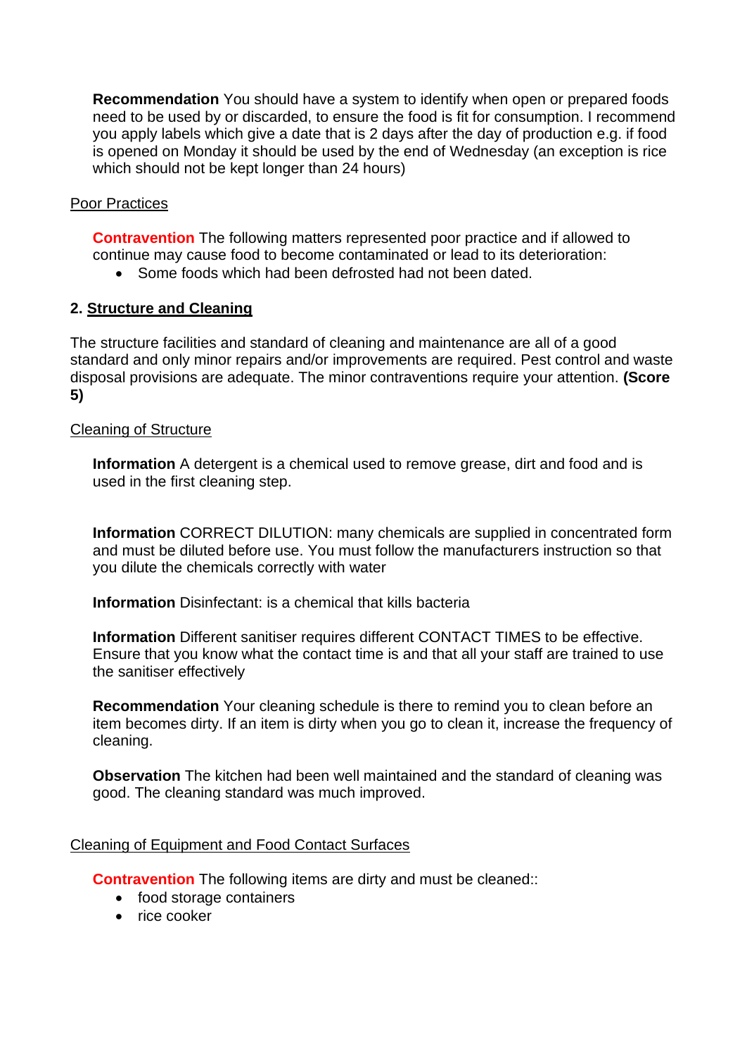**Recommendation** You should have a system to identify when open or prepared foods need to be used by or discarded, to ensure the food is fit for consumption. I recommend you apply labels which give a date that is 2 days after the day of production e.g. if food is opened on Monday it should be used by the end of Wednesday (an exception is rice which should not be kept longer than 24 hours)

Poor Practices

**Contravention** The following matters represented poor practice and if allowed to continue may cause food to become contaminated or lead to its deterioration:

- Some foods which had been defrosted had not been dated.

## 2. Structure and Cleaning

The structure facilities and standard of cleaning and maintenance are all of a good standard and only minor repairs and/or improvements are required. Pest control and waste disposal provisions are adequate. The minor contraventions require your attention. **(Score 5)**

Cleaning of Structure

**Information** A detergent is a chemical used to remove grease, dirt and food and is used in the first cleaning step.

**Information** CORRECT DILUTION: many chemicals are supplied in concentrated form and must be diluted before use. You must follow the manufacturers instruction so that you dilute the chemicals correctly with water

**Information** Disinfectant: is a chemical that kills bacteria

**Information** Different sanitiser requires different CONTACT TIMES to be effective. Ensure that you know what the contact time is and that all your staff are trained to use the sanitiser effectively

**Recommendation** Your cleaning schedule is there to remind you to clean before an item becomes dirty. If an item is dirty when you go to clean it, increase the frequency of cleaning.

**Observation** The kitchen had been well maintained and the standard of cleaning was good. The cleaning standard was much improved.

Cleaning of Equipment and Food Contact Surfaces

**Contravention** The following items are dirty and must be cleaned::

- food storage containers
- rice cooker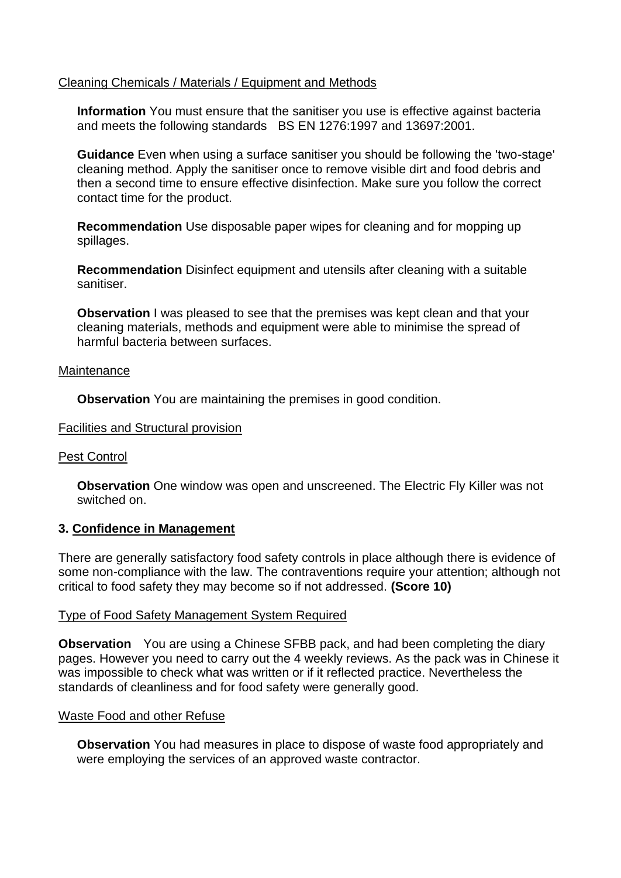Cleaning Chemicals / Materials / Equipment and Methods

**Information** You must ensure that the sanitiser you use is effective against bacteria and meets the following standards BS EN 1276:1997 and 13697:2001.

**Guidance** Even when using a surface sanitiser you should be following the 'two-stage' cleaning method. Apply the sanitiser once to remove visible dirt and food debris and then a second time to ensure effective disinfection. Make sure you follow the correct contact time for the product.

**Recommendation** Use disposable paper wipes for cleaning and for mopping up spillages.

**Recommendation** Disinfect equipment and utensils after cleaning with a suitable sanitiser.

**Observation** I was pleased to see that the premises was kept clean and that your cleaning materials, methods and equipment were able to minimise the spread of harmful bacteria between surfaces.

Maintenance

**Observation** You are maintaining the premises in good condition.

Facilities and Structural provision

Pest Control

**Observation** One window was open and unscreened. The Electric Fly Killer was not switched on.

### 3. Confidence in Management

There are generally satisfactory food safety controls in place although there is evidence of some non-compliance with the law. The contraventions require your attention; although not critical to food safety they may become so if not addressed. **(Score 10)**

Type of Food Safety Management System Required

**Observation** You are using a Chinese SFBB pack, and had been completing the diary pages. However you need to carry out the 4 weekly reviews. As the pack was in Chinese it was impossible to check what was written or if it reflected practice. Nevertheless the standards of cleanliness and for food safety were generally good.

Waste Food and other Refuse

**Observation** You had measures in place to dispose of waste food appropriately and were employing the services of an approved waste contractor.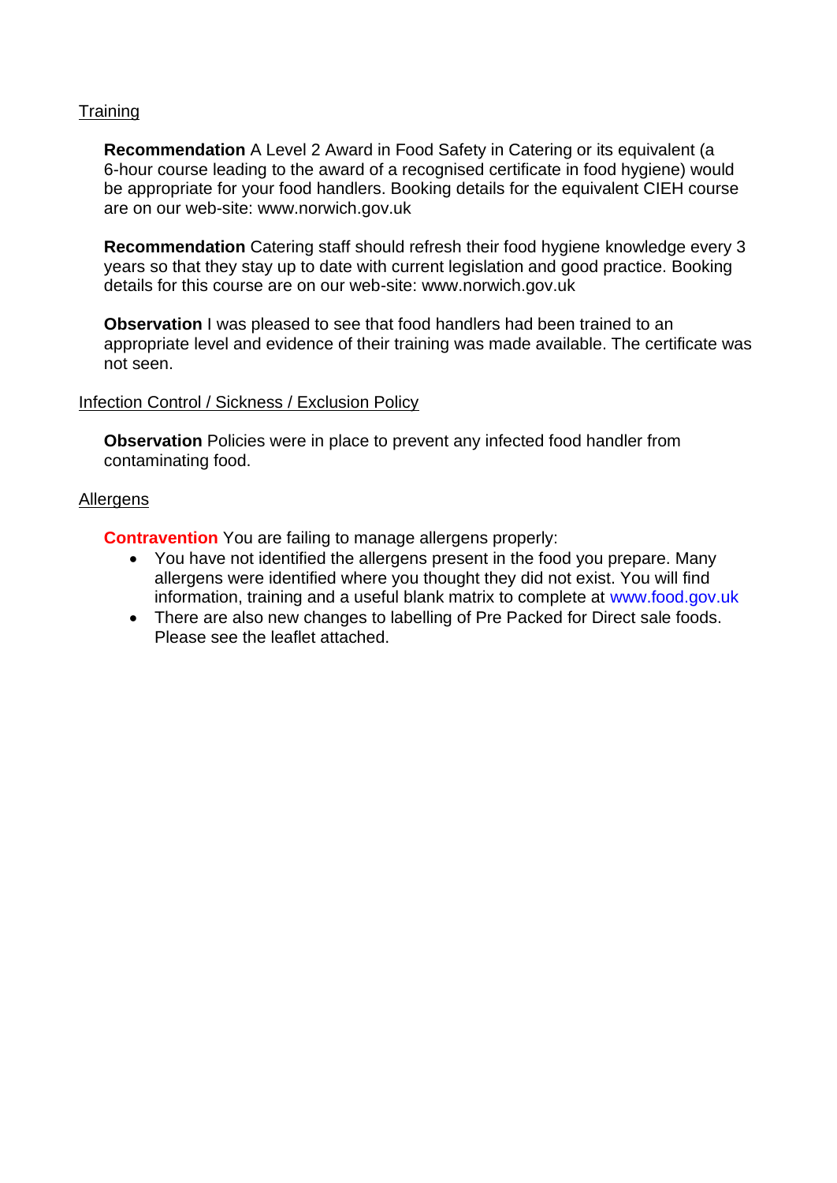Training

**Recommendation** A Level 2 Award in Food Safety in Catering or its equivalent (a 6-hour course leading to the award of a recognised certificate in food hygiene) would be appropriate for your food handlers. Booking details for the equivalent CIEH course are on our web-site: www.norwich.gov.uk

**Recommendation** Catering staff should refresh their food hygiene knowledge every 3 years so that they stay up to date with current legislation and good practice. Booking details for this course are on our web-site: www.norwich.gov.uk

**Observation** I was pleased to see that food handlers had been trained to an appropriate level and evidence of their training was made available. The certificate was not seen.

Infection Control / Sickness / Exclusion Policy

**Observation** Policies were in place to prevent any infected food handler from contaminating food.

Allergens

**Contravention** You are failing to manage allergens properly:

- You have not identified the allergens present in the food you prepare. Many allergens were identified where you thought they did not exist. You will find information, training and a useful blank matrix to complete at www.food.gov.uk
- There are also new changes to labelling of Pre Packed for Direct sale foods. Please see the leaflet attached.